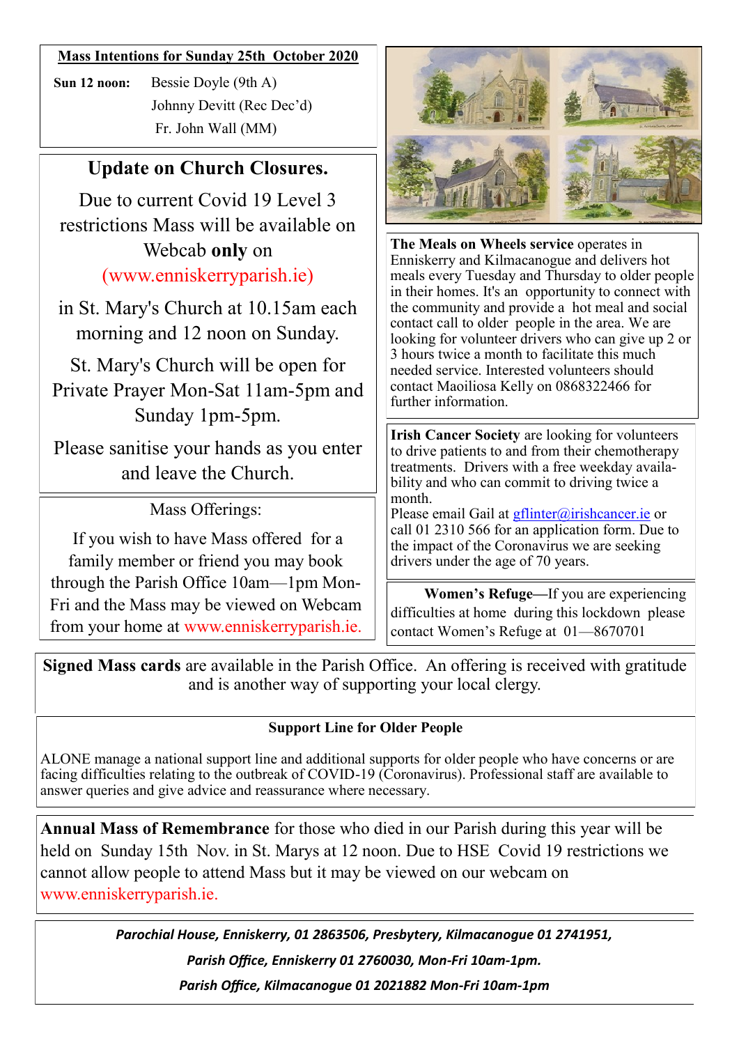**Mass Intentions for Sunday 25th October 2020**

**Sun 12 noon:** Bessie Doyle (9th A)
Johnny Devitt (Rec Dec'd)
Fr. John Wall (MM)

## Update on Church Closures.

Due to current Covid 19 Level 3 restrictions Mass will be available on Webcab **only** on (www.enniskerryparish.ie)

in St. Mary's Church at 10.15am each morning and 12 noon on Sunday.

St. Mary's Church will be open for Private Prayer Mon-Sat 11am-5pm and Sunday 1pm-5pm.

Please sanitise your hands as you enter and leave the Church.

Mass Offerings:

If you wish to have Mass offered for a family member or friend you may book through the Parish Office 10am—1pm Mon-Fri and the Mass may be viewed on Webcam from your home at www.enniskerryparish.ie.

**The Meals on Wheels service** operates in Enniskerry and Kilmacanogue and delivers hot meals every Tuesday and Thursday to older people in their homes. It's an opportunity to connect with the community and provide a hot meal and social contact call to older people in the area. We are looking for volunteer drivers who can give up 2 or 3 hours twice a month to facilitate this much needed service. Interested volunteers should contact Maoiliosa Kelly on 0868322466 for further information.

**Irish Cancer Society** are looking for volunteers to drive patients to and from their chemotherapy treatments. Drivers with a free weekday availability and who can commit to driving twice a month.
Please email Gail at gflinter@irishcancer.ie or call 01 2310 566 for an application form. Due to the impact of the Coronavirus we are seeking drivers under the age of 70 years.

**Women's Refuge—**If you are experiencing difficulties at home during this lockdown please contact Women's Refuge at 01—8670701

**Signed Mass cards** are available in the Parish Office. An offering is received with gratitude and is another way of supporting your local clergy.

**Support Line for Older People**

ALONE manage a national support line and additional supports for older people who have concerns or are facing difficulties relating to the outbreak of COVID-19 (Coronavirus). Professional staff are available to answer queries and give advice and reassurance where necessary.

**Annual Mass of Remembrance** for those who died in our Parish during this year will be held on Sunday 15th Nov. in St. Marys at 12 noon. Due to HSE Covid 19 restrictions we cannot allow people to attend Mass but it may be viewed on our webcam on www.enniskerryparish.ie.

***Parochial House, Enniskerry, 01 2863506, Presbytery, Kilmacanogue 01 2741951,***

***Parish Office, Enniskerry 01 2760030, Mon-Fri 10am-1pm.***

***Parish Office, Kilmacanogue 01 2021882 Mon-Fri 10am-1pm***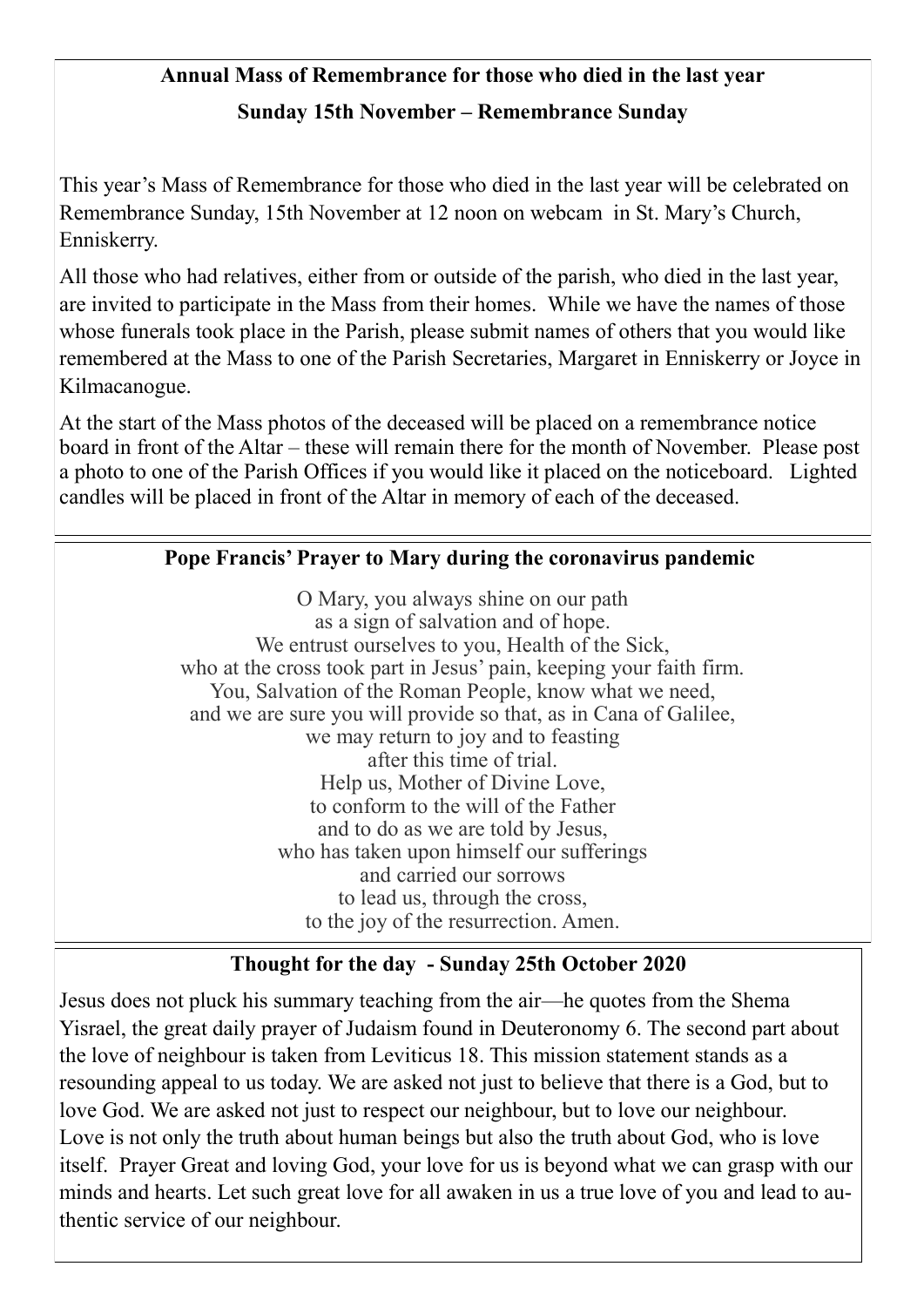## Annual Mass of Remembrance for those who died in the last year

### Sunday 15th November – Remembrance Sunday

This year's Mass of Remembrance for those who died in the last year will be celebrated on Remembrance Sunday, 15th November at 12 noon on webcam in St. Mary's Church, Enniskerry.

All those who had relatives, either from or outside of the parish, who died in the last year, are invited to participate in the Mass from their homes. While we have the names of those whose funerals took place in the Parish, please submit names of others that you would like remembered at the Mass to one of the Parish Secretaries, Margaret in Enniskerry or Joyce in Kilmacanogue.

At the start of the Mass photos of the deceased will be placed on a remembrance notice board in front of the Altar – these will remain there for the month of November. Please post a photo to one of the Parish Offices if you would like it placed on the noticeboard. Lighted candles will be placed in front of the Altar in memory of each of the deceased.

## Pope Francis' Prayer to Mary during the coronavirus pandemic

O Mary, you always shine on our path
as a sign of salvation and of hope.
We entrust ourselves to you, Health of the Sick,
who at the cross took part in Jesus' pain, keeping your faith firm.
You, Salvation of the Roman People, know what we need,
and we are sure you will provide so that, as in Cana of Galilee,
we may return to joy and to feasting
after this time of trial.
Help us, Mother of Divine Love,
to conform to the will of the Father
and to do as we are told by Jesus,
who has taken upon himself our sufferings
and carried our sorrows
to lead us, through the cross,
to the joy of the resurrection. Amen.

## Thought for the day - Sunday 25th October 2020

Jesus does not pluck his summary teaching from the air—he quotes from the Shema Yisrael, the great daily prayer of Judaism found in Deuteronomy 6. The second part about the love of neighbour is taken from Leviticus 18. This mission statement stands as a resounding appeal to us today. We are asked not just to believe that there is a God, but to love God. We are asked not just to respect our neighbour, but to love our neighbour. Love is not only the truth about human beings but also the truth about God, who is love itself. Prayer Great and loving God, your love for us is beyond what we can grasp with our minds and hearts. Let such great love for all awaken in us a true love of you and lead to authentic service of our neighbour.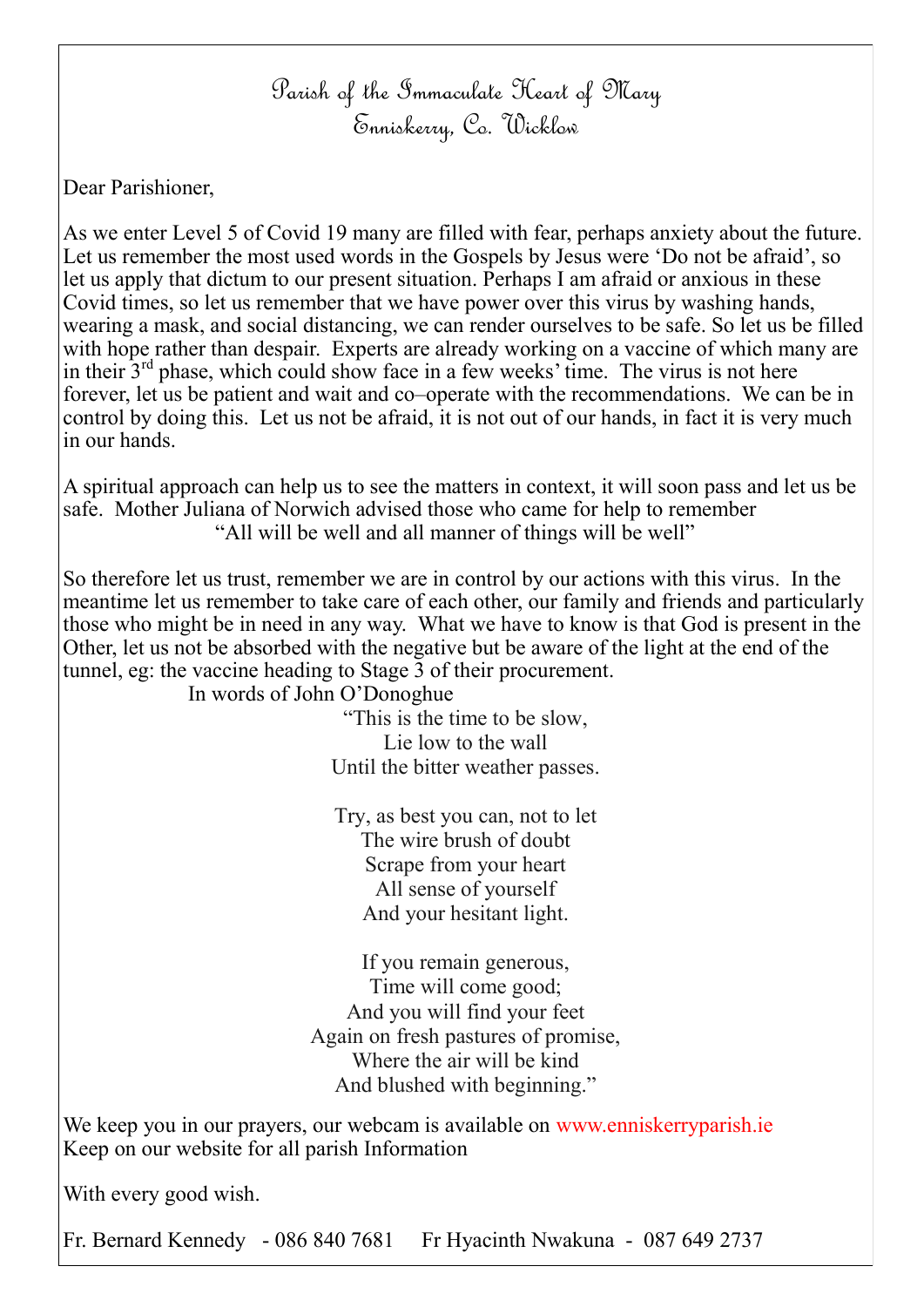# Parish of the Immaculate Heart of Mary
## Enniskerry, Co. Wicklow

Dear Parishioner,

As we enter Level 5 of Covid 19 many are filled with fear, perhaps anxiety about the future. Let us remember the most used words in the Gospels by Jesus were 'Do not be afraid', so let us apply that dictum to our present situation. Perhaps I am afraid or anxious in these Covid times, so let us remember that we have power over this virus by washing hands, wearing a mask, and social distancing, we can render ourselves to be safe. So let us be filled with hope rather than despair. Experts are already working on a vaccine of which many are in their 3rd phase, which could show face in a few weeks' time. The virus is not here forever, let us be patient and wait and co–operate with the recommendations. We can be in control by doing this. Let us not be afraid, it is not out of our hands, in fact it is very much in our hands.

A spiritual approach can help us to see the matters in context, it will soon pass and let us be safe. Mother Juliana of Norwich advised those who came for help to remember

"All will be well and all manner of things will be well"

So therefore let us trust, remember we are in control by our actions with this virus. In the meantime let us remember to take care of each other, our family and friends and particularly those who might be in need in any way. What we have to know is that God is present in the Other, let us not be absorbed with the negative but be aware of the light at the end of the tunnel, eg: the vaccine heading to Stage 3 of their procurement.

In words of John O'Donoghue

"This is the time to be slow,
Lie low to the wall
Until the bitter weather passes.

Try, as best you can, not to let
The wire brush of doubt
Scrape from your heart
All sense of yourself
And your hesitant light.

If you remain generous,
Time will come good;
And you will find your feet
Again on fresh pastures of promise,
Where the air will be kind
And blushed with beginning."

We keep you in our prayers, our webcam is available on www.enniskerryparish.ie
Keep on our website for all parish Information

With every good wish.

Fr. Bernard Kennedy - 086 840 7681 Fr Hyacinth Nwakuna - 087 649 2737